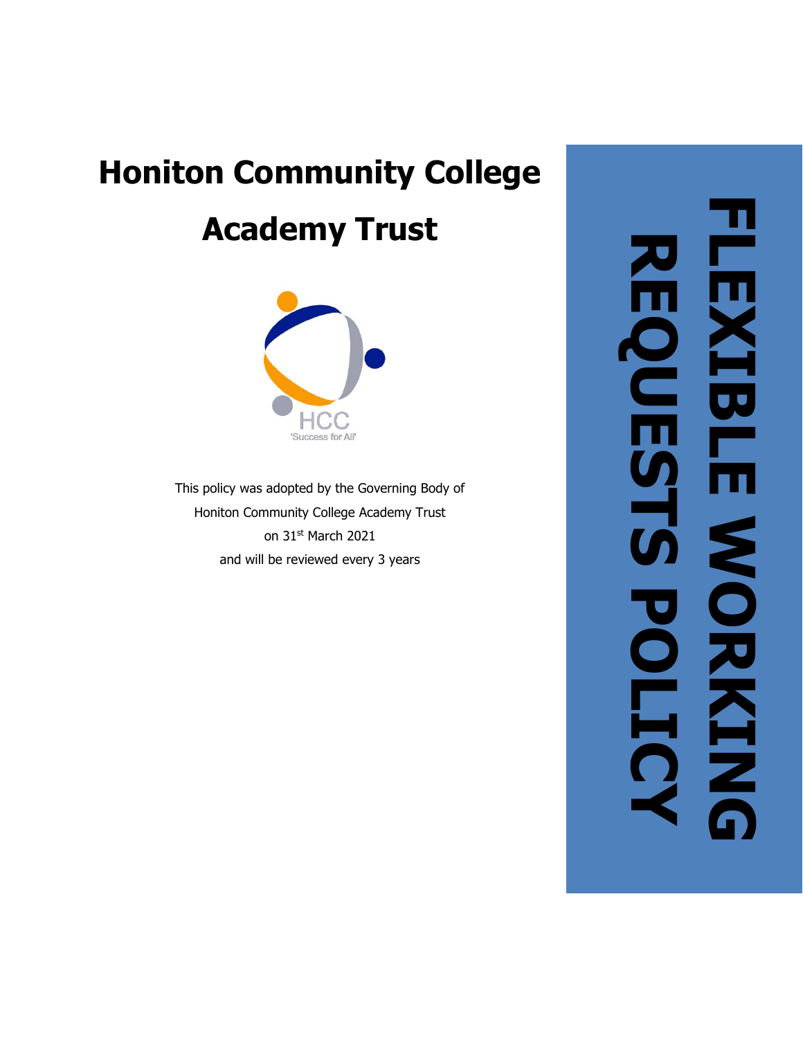# Honiton Community College Academy Trust

HCC
'Success for All'

This policy was adopted by the Governing Body of Honiton Community College Academy Trust on 31st March 2021 and will be reviewed every 3 years

# FLEXIBLE WORKING REQUESTS POLICY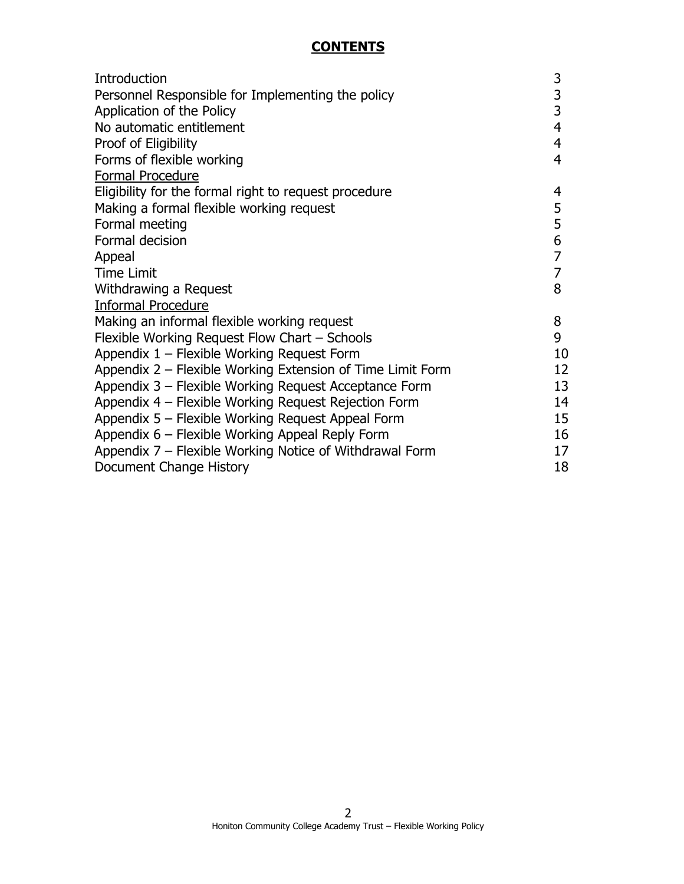## CONTENTS

| | |
|---|---|
| Introduction | 3 |
| Personnel Responsible for Implementing the policy | 3 |
| Application of the Policy | 3 |
| No automatic entitlement | 4 |
| Proof of Eligibility | 4 |
| Forms of flexible working | 4 |
| <u>Formal Procedure</u> | |
| Eligibility for the formal right to request procedure | 4 |
| Making a formal flexible working request | 5 |
| Formal meeting | 5 |
| Formal decision | 6 |
| Appeal | 7 |
| Time Limit | 7 |
| Withdrawing a Request | 8 |
| <u>Informal Procedure</u> | |
| Making an informal flexible working request | 8 |
| Flexible Working Request Flow Chart – Schools | 9 |
| Appendix 1 – Flexible Working Request Form | 10 |
| Appendix 2 – Flexible Working Extension of Time Limit Form | 12 |
| Appendix 3 – Flexible Working Request Acceptance Form | 13 |
| Appendix 4 – Flexible Working Request Rejection Form | 14 |
| Appendix 5 – Flexible Working Request Appeal Form | 15 |
| Appendix 6 – Flexible Working Appeal Reply Form | 16 |
| Appendix 7 – Flexible Working Notice of Withdrawal Form | 17 |
| Document Change History | 18 |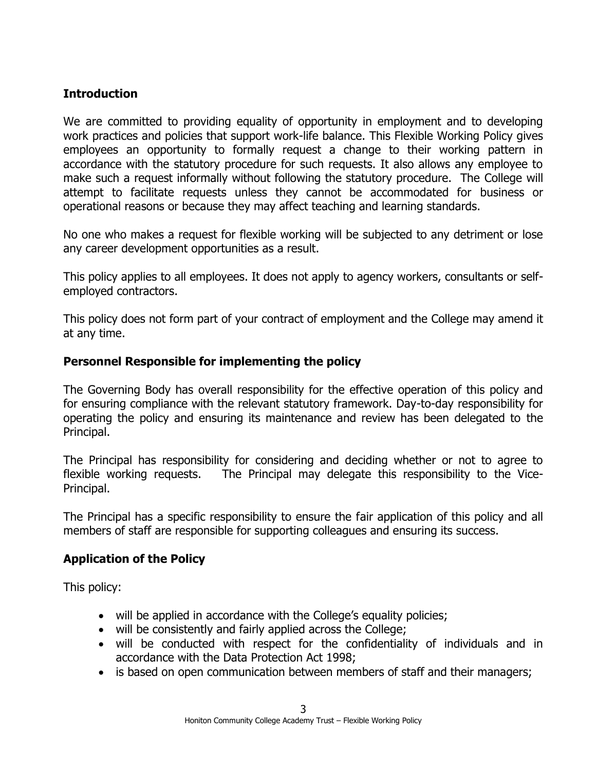## Introduction

We are committed to providing equality of opportunity in employment and to developing work practices and policies that support work-life balance. This Flexible Working Policy gives employees an opportunity to formally request a change to their working pattern in accordance with the statutory procedure for such requests. It also allows any employee to make such a request informally without following the statutory procedure. The College will attempt to facilitate requests unless they cannot be accommodated for business or operational reasons or because they may affect teaching and learning standards.

No one who makes a request for flexible working will be subjected to any detriment or lose any career development opportunities as a result.

This policy applies to all employees. It does not apply to agency workers, consultants or self-employed contractors.

This policy does not form part of your contract of employment and the College may amend it at any time.

## Personnel Responsible for implementing the policy

The Governing Body has overall responsibility for the effective operation of this policy and for ensuring compliance with the relevant statutory framework. Day-to-day responsibility for operating the policy and ensuring its maintenance and review has been delegated to the Principal.

The Principal has responsibility for considering and deciding whether or not to agree to flexible working requests. The Principal may delegate this responsibility to the Vice-Principal.

The Principal has a specific responsibility to ensure the fair application of this policy and all members of staff are responsible for supporting colleagues and ensuring its success.

## Application of the Policy

This policy:

- will be applied in accordance with the College's equality policies;
- will be consistently and fairly applied across the College;
- will be conducted with respect for the confidentiality of individuals and in accordance with the Data Protection Act 1998;
- is based on open communication between members of staff and their managers;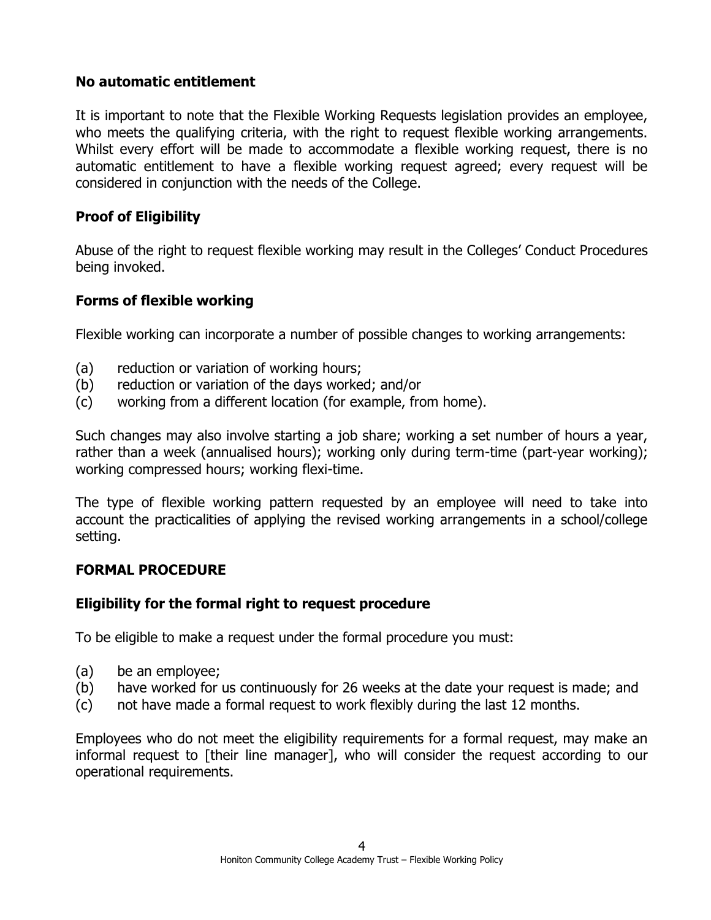### No automatic entitlement

It is important to note that the Flexible Working Requests legislation provides an employee, who meets the qualifying criteria, with the right to request flexible working arrangements. Whilst every effort will be made to accommodate a flexible working request, there is no automatic entitlement to have a flexible working request agreed; every request will be considered in conjunction with the needs of the College.

### Proof of Eligibility

Abuse of the right to request flexible working may result in the Colleges' Conduct Procedures being invoked.

### Forms of flexible working

Flexible working can incorporate a number of possible changes to working arrangements:

(a) reduction or variation of working hours;
(b) reduction or variation of the days worked; and/or
(c) working from a different location (for example, from home).

Such changes may also involve starting a job share; working a set number of hours a year, rather than a week (annualised hours); working only during term-time (part-year working); working compressed hours; working flexi-time.

The type of flexible working pattern requested by an employee will need to take into account the practicalities of applying the revised working arrangements in a school/college setting.

## FORMAL PROCEDURE

### Eligibility for the formal right to request procedure

To be eligible to make a request under the formal procedure you must:

(a) be an employee;
(b) have worked for us continuously for 26 weeks at the date your request is made; and
(c) not have made a formal request to work flexibly during the last 12 months.

Employees who do not meet the eligibility requirements for a formal request, may make an informal request to [their line manager], who will consider the request according to our operational requirements.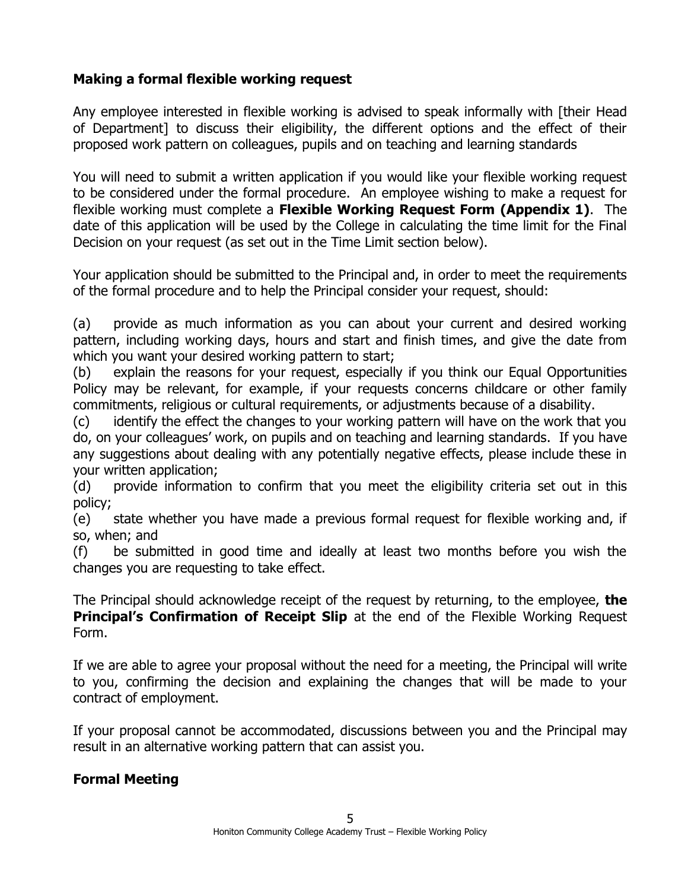## Making a formal flexible working request

Any employee interested in flexible working is advised to speak informally with [their Head of Department] to discuss their eligibility, the different options and the effect of their proposed work pattern on colleagues, pupils and on teaching and learning standards

You will need to submit a written application if you would like your flexible working request to be considered under the formal procedure. An employee wishing to make a request for flexible working must complete a **Flexible Working Request Form (Appendix 1)**. The date of this application will be used by the College in calculating the time limit for the Final Decision on your request (as set out in the Time Limit section below).

Your application should be submitted to the Principal and, in order to meet the requirements of the formal procedure and to help the Principal consider your request, should:

(a) provide as much information as you can about your current and desired working pattern, including working days, hours and start and finish times, and give the date from which you want your desired working pattern to start;
(b) explain the reasons for your request, especially if you think our Equal Opportunities Policy may be relevant, for example, if your requests concerns childcare or other family commitments, religious or cultural requirements, or adjustments because of a disability.
(c) identify the effect the changes to your working pattern will have on the work that you do, on your colleagues' work, on pupils and on teaching and learning standards. If you have any suggestions about dealing with any potentially negative effects, please include these in your written application;
(d) provide information to confirm that you meet the eligibility criteria set out in this policy;
(e) state whether you have made a previous formal request for flexible working and, if so, when; and
(f) be submitted in good time and ideally at least two months before you wish the changes you are requesting to take effect.

The Principal should acknowledge receipt of the request by returning, to the employee, **the Principal's Confirmation of Receipt Slip** at the end of the Flexible Working Request Form.

If we are able to agree your proposal without the need for a meeting, the Principal will write to you, confirming the decision and explaining the changes that will be made to your contract of employment.

If your proposal cannot be accommodated, discussions between you and the Principal may result in an alternative working pattern that can assist you.

## Formal Meeting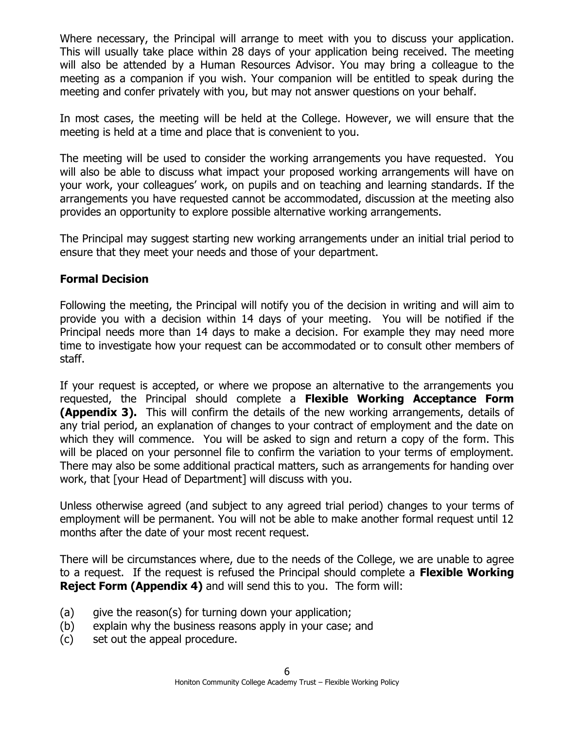Where necessary, the Principal will arrange to meet with you to discuss your application. This will usually take place within 28 days of your application being received. The meeting will also be attended by a Human Resources Advisor. You may bring a colleague to the meeting as a companion if you wish. Your companion will be entitled to speak during the meeting and confer privately with you, but may not answer questions on your behalf.

In most cases, the meeting will be held at the College. However, we will ensure that the meeting is held at a time and place that is convenient to you.

The meeting will be used to consider the working arrangements you have requested. You will also be able to discuss what impact your proposed working arrangements will have on your work, your colleagues' work, on pupils and on teaching and learning standards. If the arrangements you have requested cannot be accommodated, discussion at the meeting also provides an opportunity to explore possible alternative working arrangements.

The Principal may suggest starting new working arrangements under an initial trial period to ensure that they meet your needs and those of your department.

**Formal Decision**

Following the meeting, the Principal will notify you of the decision in writing and will aim to provide you with a decision within 14 days of your meeting. You will be notified if the Principal needs more than 14 days to make a decision. For example they may need more time to investigate how your request can be accommodated or to consult other members of staff.

If your request is accepted, or where we propose an alternative to the arrangements you requested, the Principal should complete a **Flexible Working Acceptance Form (Appendix 3).** This will confirm the details of the new working arrangements, details of any trial period, an explanation of changes to your contract of employment and the date on which they will commence. You will be asked to sign and return a copy of the form. This will be placed on your personnel file to confirm the variation to your terms of employment. There may also be some additional practical matters, such as arrangements for handing over work, that [your Head of Department] will discuss with you.

Unless otherwise agreed (and subject to any agreed trial period) changes to your terms of employment will be permanent. You will not be able to make another formal request until 12 months after the date of your most recent request.

There will be circumstances where, due to the needs of the College, we are unable to agree to a request. If the request is refused the Principal should complete a **Flexible Working Reject Form (Appendix 4)** and will send this to you. The form will:

(a) give the reason(s) for turning down your application;
(b) explain why the business reasons apply in your case; and
(c) set out the appeal procedure.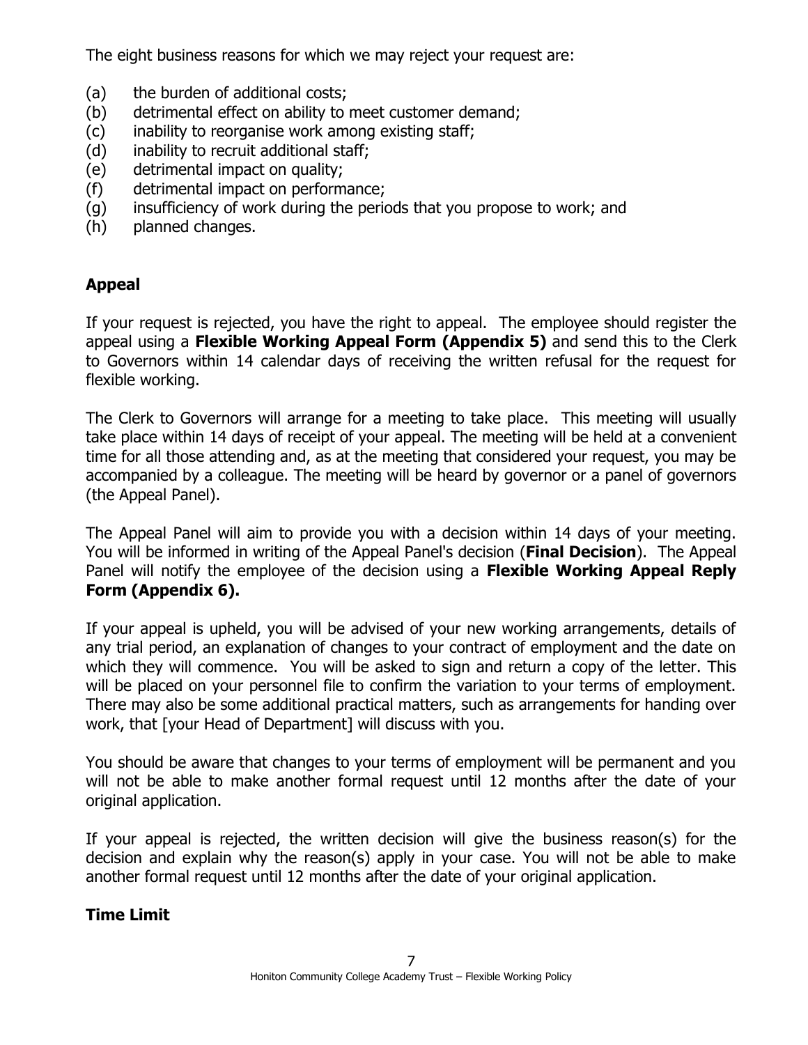The eight business reasons for which we may reject your request are:

(a) the burden of additional costs;
(b) detrimental effect on ability to meet customer demand;
(c) inability to reorganise work among existing staff;
(d) inability to recruit additional staff;
(e) detrimental impact on quality;
(f) detrimental impact on performance;
(g) insufficiency of work during the periods that you propose to work; and
(h) planned changes.

## Appeal

If your request is rejected, you have the right to appeal. The employee should register the appeal using a **Flexible Working Appeal Form (Appendix 5)** and send this to the Clerk to Governors within 14 calendar days of receiving the written refusal for the request for flexible working.

The Clerk to Governors will arrange for a meeting to take place. This meeting will usually take place within 14 days of receipt of your appeal. The meeting will be held at a convenient time for all those attending and, as at the meeting that considered your request, you may be accompanied by a colleague. The meeting will be heard by governor or a panel of governors (the Appeal Panel).

The Appeal Panel will aim to provide you with a decision within 14 days of your meeting. You will be informed in writing of the Appeal Panel's decision (**Final Decision**). The Appeal Panel will notify the employee of the decision using a **Flexible Working Appeal Reply Form (Appendix 6).**

If your appeal is upheld, you will be advised of your new working arrangements, details of any trial period, an explanation of changes to your contract of employment and the date on which they will commence. You will be asked to sign and return a copy of the letter. This will be placed on your personnel file to confirm the variation to your terms of employment. There may also be some additional practical matters, such as arrangements for handing over work, that [your Head of Department] will discuss with you.

You should be aware that changes to your terms of employment will be permanent and you will not be able to make another formal request until 12 months after the date of your original application.

If your appeal is rejected, the written decision will give the business reason(s) for the decision and explain why the reason(s) apply in your case. You will not be able to make another formal request until 12 months after the date of your original application.

## Time Limit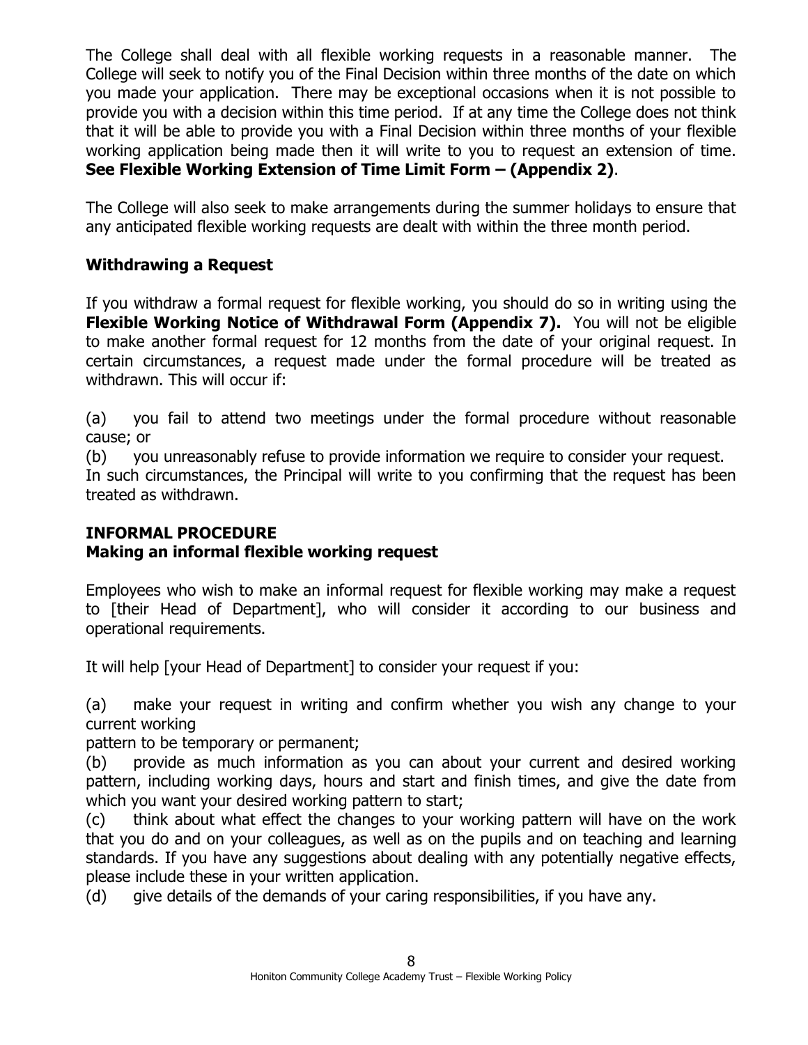The College shall deal with all flexible working requests in a reasonable manner. The College will seek to notify you of the Final Decision within three months of the date on which you made your application. There may be exceptional occasions when it is not possible to provide you with a decision within this time period. If at any time the College does not think that it will be able to provide you with a Final Decision within three months of your flexible working application being made then it will write to you to request an extension of time. **See Flexible Working Extension of Time Limit Form – (Appendix 2)**.

The College will also seek to make arrangements during the summer holidays to ensure that any anticipated flexible working requests are dealt with within the three month period.

**Withdrawing a Request**

If you withdraw a formal request for flexible working, you should do so in writing using the **Flexible Working Notice of Withdrawal Form (Appendix 7).** You will not be eligible to make another formal request for 12 months from the date of your original request. In certain circumstances, a request made under the formal procedure will be treated as withdrawn. This will occur if:

(a) you fail to attend two meetings under the formal procedure without reasonable cause; or

(b) you unreasonably refuse to provide information we require to consider your request.

In such circumstances, the Principal will write to you confirming that the request has been treated as withdrawn.

**INFORMAL PROCEDURE**

**Making an informal flexible working request**

Employees who wish to make an informal request for flexible working may make a request to [their Head of Department], who will consider it according to our business and operational requirements.

It will help [your Head of Department] to consider your request if you:

(a) make your request in writing and confirm whether you wish any change to your current working pattern to be temporary or permanent;

(b) provide as much information as you can about your current and desired working pattern, including working days, hours and start and finish times, and give the date from which you want your desired working pattern to start;

(c) think about what effect the changes to your working pattern will have on the work that you do and on your colleagues, as well as on the pupils and on teaching and learning standards. If you have any suggestions about dealing with any potentially negative effects, please include these in your written application.

(d) give details of the demands of your caring responsibilities, if you have any.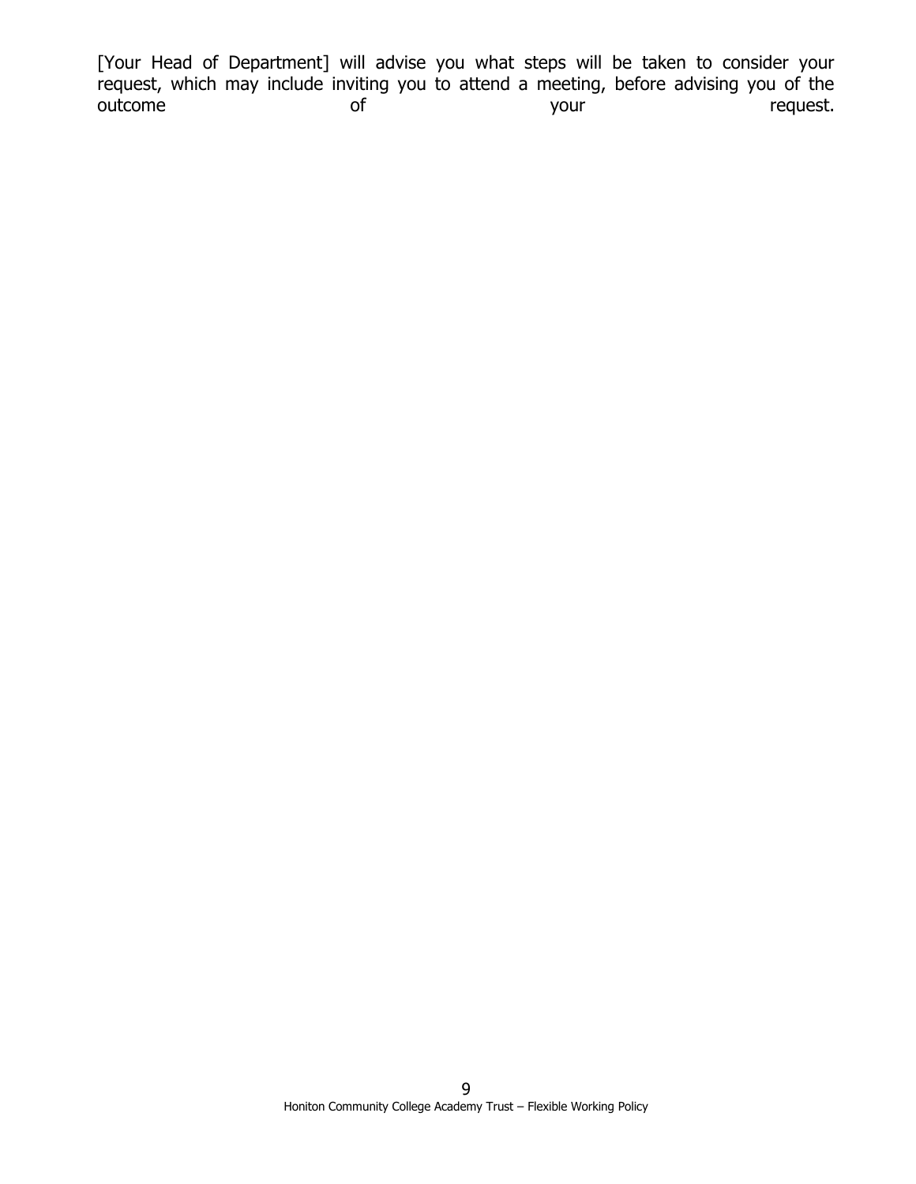[Your Head of Department] will advise you what steps will be taken to consider your request, which may include inviting you to attend a meeting, before advising you of the outcome of your request.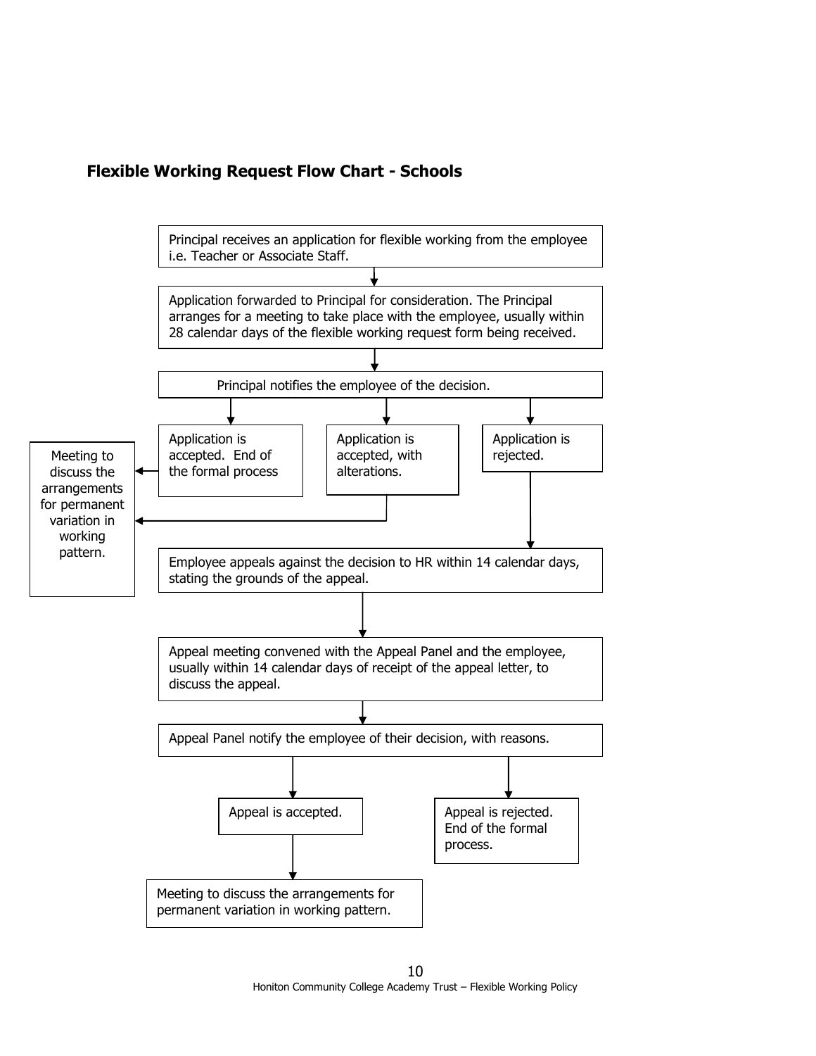## Flexible Working Request Flow Chart - Schools

Principal receives an application for flexible working from the employee i.e. Teacher or Associate Staff.

Application forwarded to Principal for consideration. The Principal arranges for a meeting to take place with the employee, usually within 28 calendar days of the flexible working request form being received.

Principal notifies the employee of the decision.

Application is accepted. End of the formal process

Application is accepted, with alterations.

Application is rejected.

Meeting to discuss the arrangements for permanent variation in working pattern.

Employee appeals against the decision to HR within 14 calendar days, stating the grounds of the appeal.

Appeal meeting convened with the Appeal Panel and the employee, usually within 14 calendar days of receipt of the appeal letter, to discuss the appeal.

Appeal Panel notify the employee of their decision, with reasons.

Appeal is accepted.

Appeal is rejected. End of the formal process.

Meeting to discuss the arrangements for permanent variation in working pattern.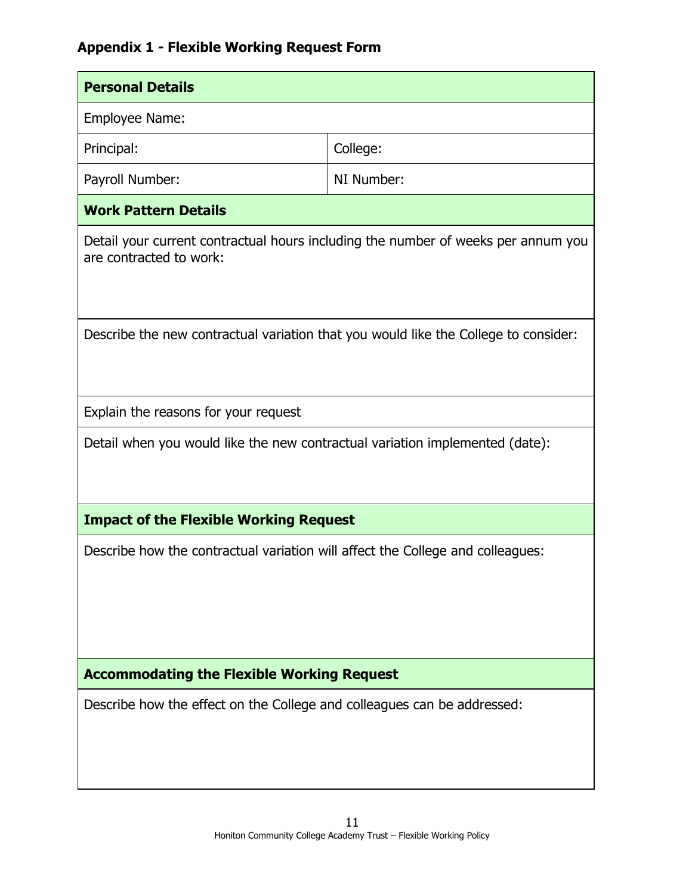### Appendix 1 - Flexible Working Request Form

| **Personal Details** | |
|---|---|
| Employee Name: | |
| Principal: | College: |
| Payroll Number: | NI Number: |
| **Work Pattern Details** | |
| Detail your current contractual hours including the number of weeks per annum you are contracted to work: | |
| Describe the new contractual variation that you would like the College to consider: | |
| Explain the reasons for your request | |
| Detail when you would like the new contractual variation implemented (date): | |
| **Impact of the Flexible Working Request** | |
| Describe how the contractual variation will affect the College and colleagues: | |
| **Accommodating the Flexible Working Request** | |
| Describe how the effect on the College and colleagues can be addressed: | |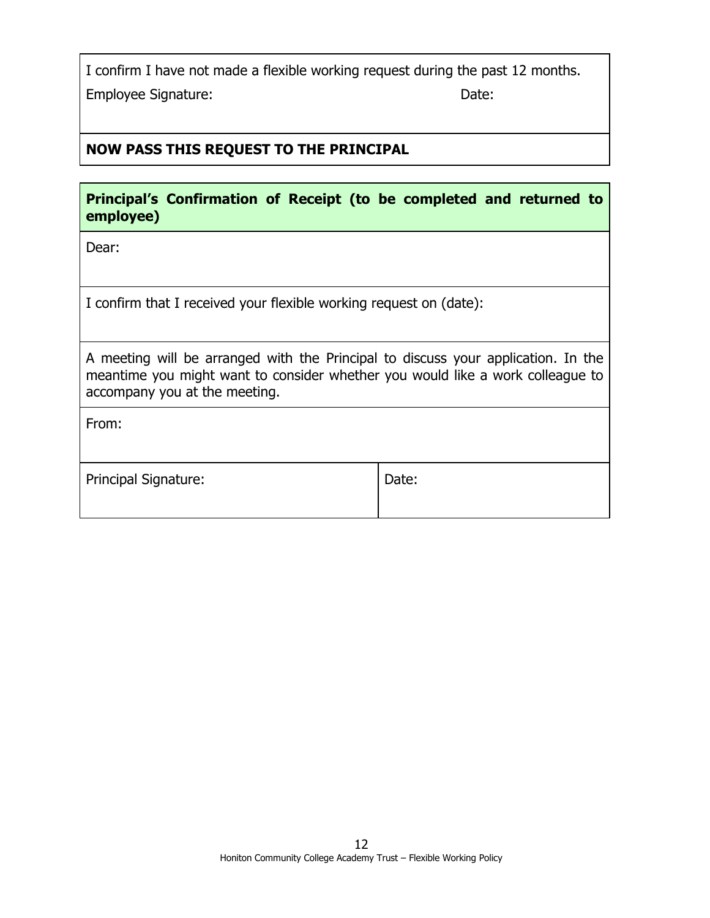| I confirm I have not made a flexible working request during the past 12 months. |
| --- |
| Employee Signature: Date: |
| **NOW PASS THIS REQUEST TO THE PRINCIPAL** |

| **Principal's Confirmation of Receipt (to be completed and returned to employee)** | |
| --- | --- |
| Dear: | |
| I confirm that I received your flexible working request on (date): | |
| A meeting will be arranged with the Principal to discuss your application. In the meantime you might want to consider whether you would like a work colleague to accompany you at the meeting. | |
| From: | |
| Principal Signature: | Date: |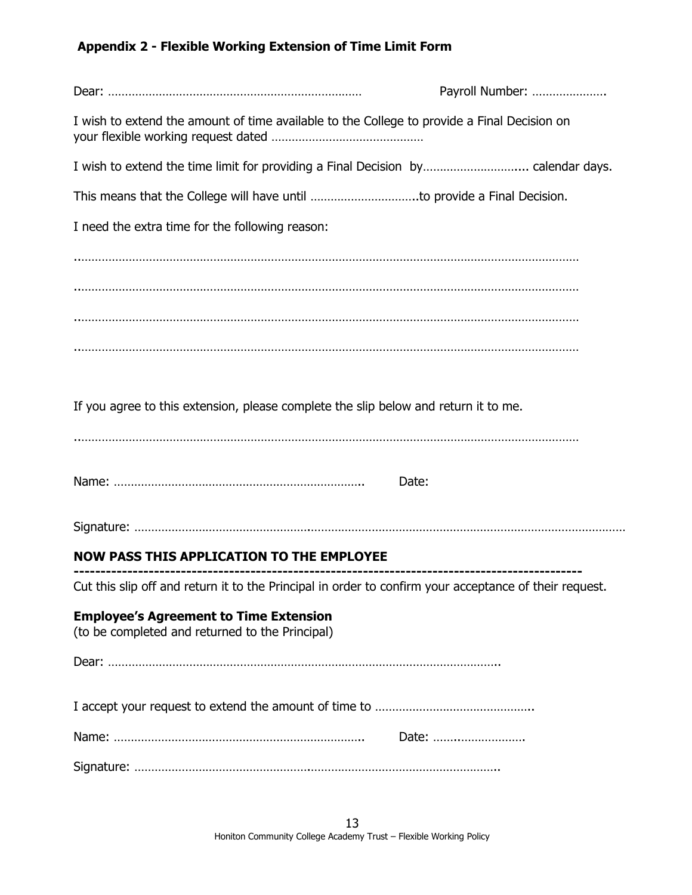## Appendix 2 - Flexible Working Extension of Time Limit Form

Dear: ………………………………………………………………… Payroll Number: ………………….

I wish to extend the amount of time available to the College to provide a Final Decision on your flexible working request dated ………………………………………

I wish to extend the time limit for providing a Final Decision by……………………….... calendar days.

This means that the College will have until …………………………..to provide a Final Decision.

I need the extra time for the following reason:

..………………………………………………………………………………………………………………………

..………………………………………………………………………………………………………………………

..………………………………………………………………………………………………………………………

..………………………………………………………………………………………………………………………

If you agree to this extension, please complete the slip below and return it to me.

..………………………………………………………………………………………………………………………

Name: ……………………………………………………………….. Date:

Signature: ………………………………………………………………………………………………………………

**NOW PASS THIS APPLICATION TO THE EMPLOYEE**

**-----------------------------------------------------------------------------------------------**

Cut this slip off and return it to the Principal in order to confirm your acceptance of their request.

**Employee's Agreement to Time Extension**
(to be completed and returned to the Principal)

Dear: ………………………………………………………………………………………………..

I accept your request to extend the amount of time to ………………………………………..

Name: ……………………………………………………………….. Date: ……..……………….

Signature: ……………………………………………………………………………………………..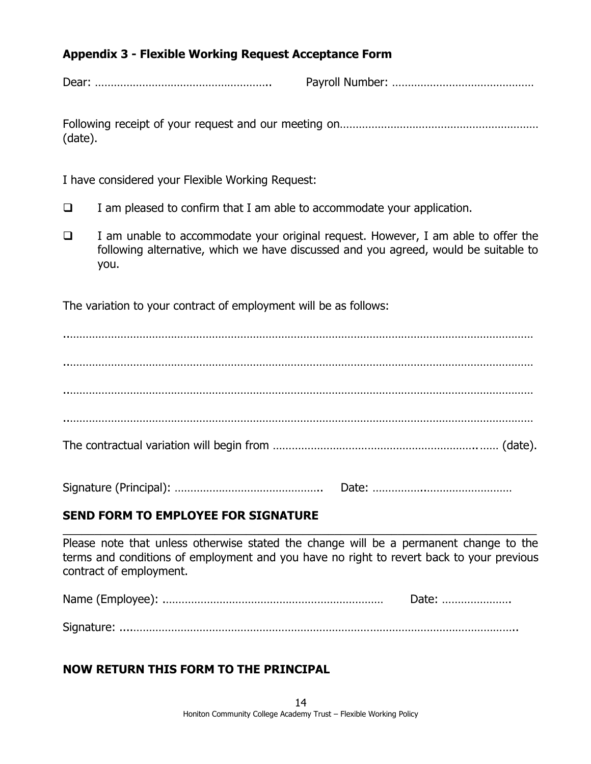### Appendix 3 - Flexible Working Request Acceptance Form

Dear: ……………………………………………….. Payroll Number: ………………………………………

Following receipt of your request and our meeting on……………………………………………………… (date).

I have considered your Flexible Working Request:

- ☐ I am pleased to confirm that I am able to accommodate your application.
- ☐ I am unable to accommodate your original request. However, I am able to offer the following alternative, which we have discussed and you agreed, would be suitable to you.

The variation to your contract of employment will be as follows:

………………………………………………………………………………………………………………………

………………………………………………………………………………………………………………………

………………………………………………………………………………………………………………………

………………………………………………………………………………………………………………………

The contractual variation will begin from …………………………………………………….…… (date).

Signature (Principal): ……………………………………….. Date: ……………..………………………

**SEND FORM TO EMPLOYEE FOR SIGNATURE**

---

Please note that unless otherwise stated the change will be a permanent change to the terms and conditions of employment and you have no right to revert back to your previous contract of employment.

Name (Employee): …………………………………………………………… Date: ………………….

Signature: ………………………………………………………………………………………………………….

**NOW RETURN THIS FORM TO THE PRINCIPAL**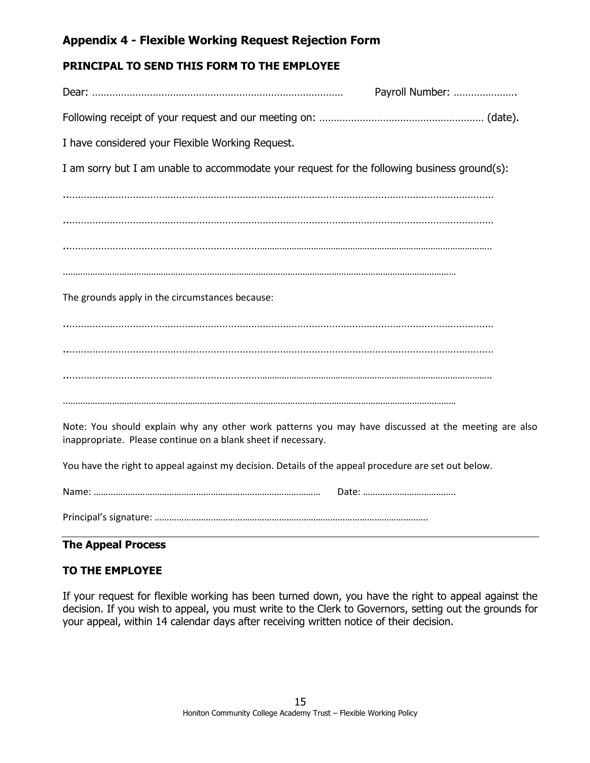## Appendix 4 - Flexible Working Request Rejection Form

**PRINCIPAL TO SEND THIS FORM TO THE EMPLOYEE**

Dear: …………………………………………………………………………… Payroll Number: ………………….

Following receipt of your request and our meeting on: ………………………………………………… (date).

I have considered your Flexible Working Request.

I am sorry but I am unable to accommodate your request for the following business ground(s):

……………………………………………………………………………………………………………………………

……………………………………………………………………………………………………………………………

……………………………………………………………………………………………………………………………

……………………………………………………………………………………………………………………………

The grounds apply in the circumstances because:

……………………………………………………………………………………………………………………………

……………………………………………………………………………………………………………………………

……………………………………………………………………………………………………………………………

……………………………………………………………………………………………………………………………

Note: You should explain why any other work patterns you may have discussed at the meeting are also inappropriate. Please continue on a blank sheet if necessary.

You have the right to appeal against my decision. Details of the appeal procedure are set out below.

Name: ………………………………………………………………………………… Date: ……………………………….

Principal's signature: …………………………………………………………………………………………………….

---

### The Appeal Process

**TO THE EMPLOYEE**

If your request for flexible working has been turned down, you have the right to appeal against the decision. If you wish to appeal, you must write to the Clerk to Governors, setting out the grounds for your appeal, within 14 calendar days after receiving written notice of their decision.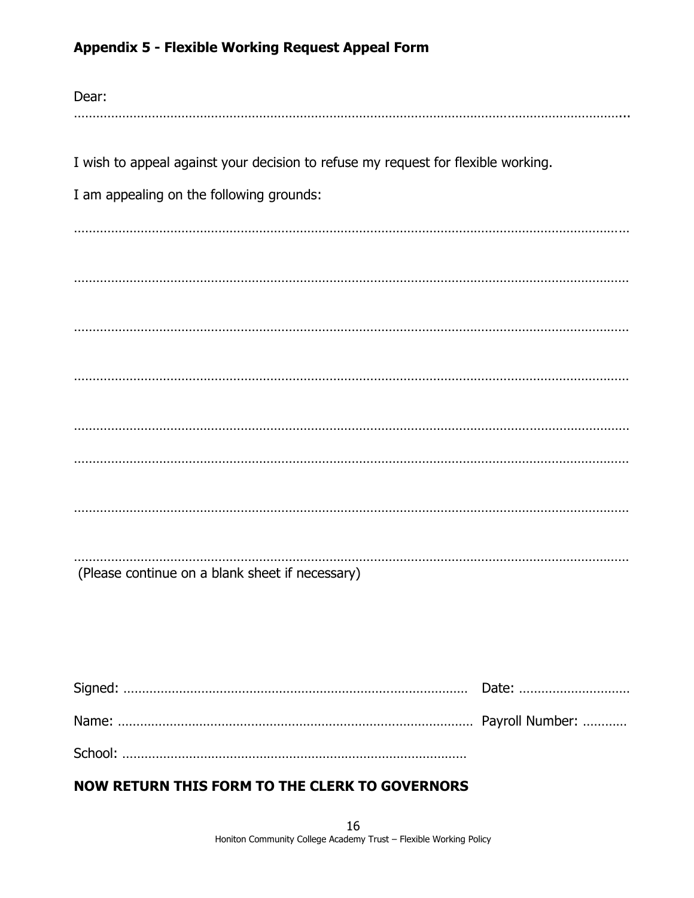### Appendix 5 - Flexible Working Request Appeal Form

Dear: ………………………………………………………………………………………………………………………………

I wish to appeal against your decision to refuse my request for flexible working.

I am appealing on the following grounds:

………………………………………………………………………………………………………………………………

………………………………………………………………………………………………………………………………

………………………………………………………………………………………………………………………………

………………………………………………………………………………………………………………………………

………………………………………………………………………………………………………………………………

………………………………………………………………………………………………………………………………

………………………………………………………………………………………………………………………………

………………………………………………………………………………………………………………………………

(Please continue on a blank sheet if necessary)

Signed: ………………………………………………………………………… Date: ………………………

Name: …………………………………………………………………………… Payroll Number: …………

School: …………………………………………………………………………

**NOW RETURN THIS FORM TO THE CLERK TO GOVERNORS**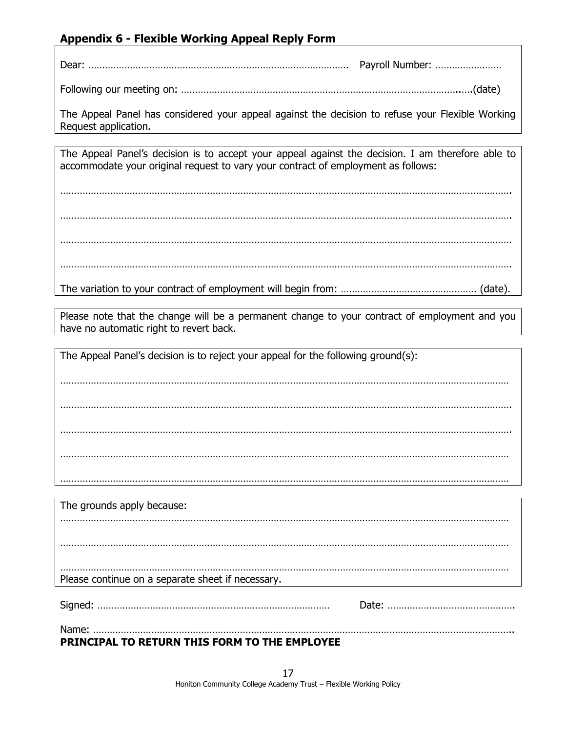## Appendix 6 - Flexible Working Appeal Reply Form

Dear: …………………………………………………………………………………. Payroll Number: ……………………

Following our meeting on: ……………………………………………………………………………………..….(date)

The Appeal Panel has considered your appeal against the decision to refuse your Flexible Working Request application.

The Appeal Panel's decision is to accept your appeal against the decision. I am therefore able to accommodate your original request to vary your contract of employment as follows:

…………………………………………………………………………………………………………………………………………….

…………………………………………………………………………………………………………………………………………….

…………………………………………………………………………………………………………………………………………….

…………………………………………………………………………………………………………………………………………….

The variation to your contract of employment will begin from: ………………………………………….. (date).

Please note that the change will be a permanent change to your contract of employment and you have no automatic right to revert back.

The Appeal Panel's decision is to reject your appeal for the following ground(s):

……………………………………………………………………………………………………………………………………………

…………………………………………………………………………………………………………………………………………….

…………………………………………………………………………………………………………………………………………….

……………………………………………………………………………………………………………………………………………

……………………………………………………………………………………………………………………………………………

The grounds apply because:

……………………………………………………………………………………………………………………………………………

……………………………………………………………………………………………………………………………………………

……………………………………………………………………………………………………………………………………………

Please continue on a separate sheet if necessary.

Signed: ………………………………………………………………………… Date: ……………………………………….

Name: ………………………………………………………………………………………………………………………………..

**PRINCIPAL TO RETURN THIS FORM TO THE EMPLOYEE**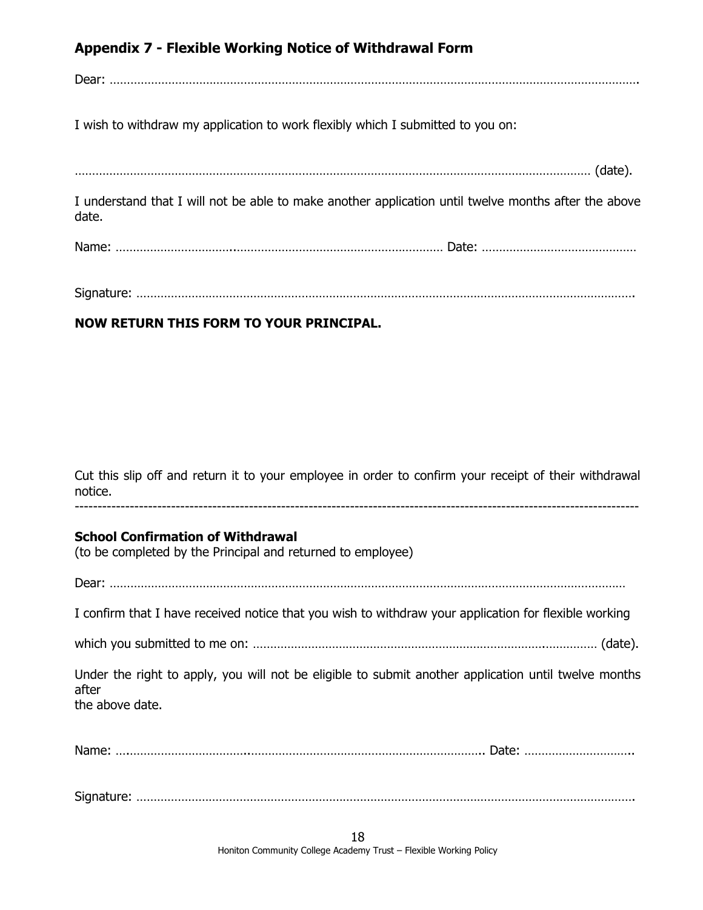## Appendix 7 - Flexible Working Notice of Withdrawal Form

Dear: ……………………………………………………………………………………………………………………………………….

I wish to withdraw my application to work flexibly which I submitted to you on:

…………………………………………………………………………………………………………………………………… (date).

I understand that I will not be able to make another application until twelve months after the above date.

Name: ……………………………..………………………………………………………… Date: ………………………………………

Signature: …………………………………………………………………………………………………………………………………….

**NOW RETURN THIS FORM TO YOUR PRINCIPAL.**

Cut this slip off and return it to your employee in order to confirm your receipt of their withdrawal notice.

---

**School Confirmation of Withdrawal**
(to be completed by the Principal and returned to employee)

Dear: …………………………………………………………………………………………………………………………………………

I confirm that I have received notice that you wish to withdraw your application for flexible working

which you submitted to me on: ……………………………………………………………………..…………… (date).

Under the right to apply, you will not be eligible to submit another application until twelve months after
the above date.

Name: ……………………………….………………………………………………………….. Date: …………………………..

Signature: …………………………………………………………………………………………………………………………………….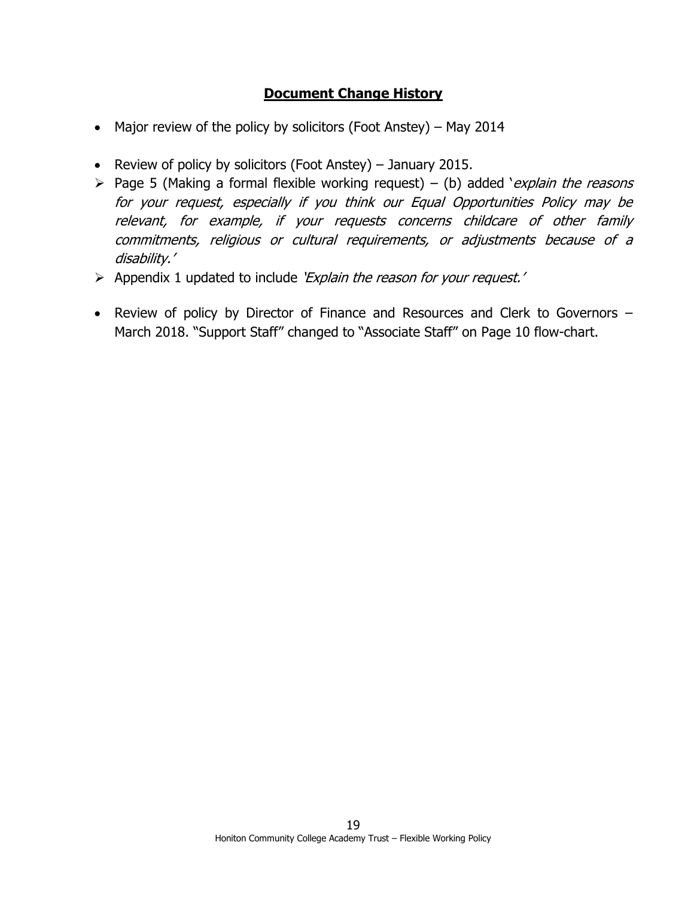## **Document Change History**

- Major review of the policy by solicitors (Foot Anstey) – May 2014

- Review of policy by solicitors (Foot Anstey) – January 2015.
  - Page 5 (Making a formal flexible working request) – (b) added '*explain the reasons for your request, especially if you think our Equal Opportunities Policy may be relevant, for example, if your requests concerns childcare of other family commitments, religious or cultural requirements, or adjustments because of a disability.'*
  - Appendix 1 updated to include *'Explain the reason for your request.'*

- Review of policy by Director of Finance and Resources and Clerk to Governors – March 2018. "Support Staff" changed to "Associate Staff" on Page 10 flow-chart.